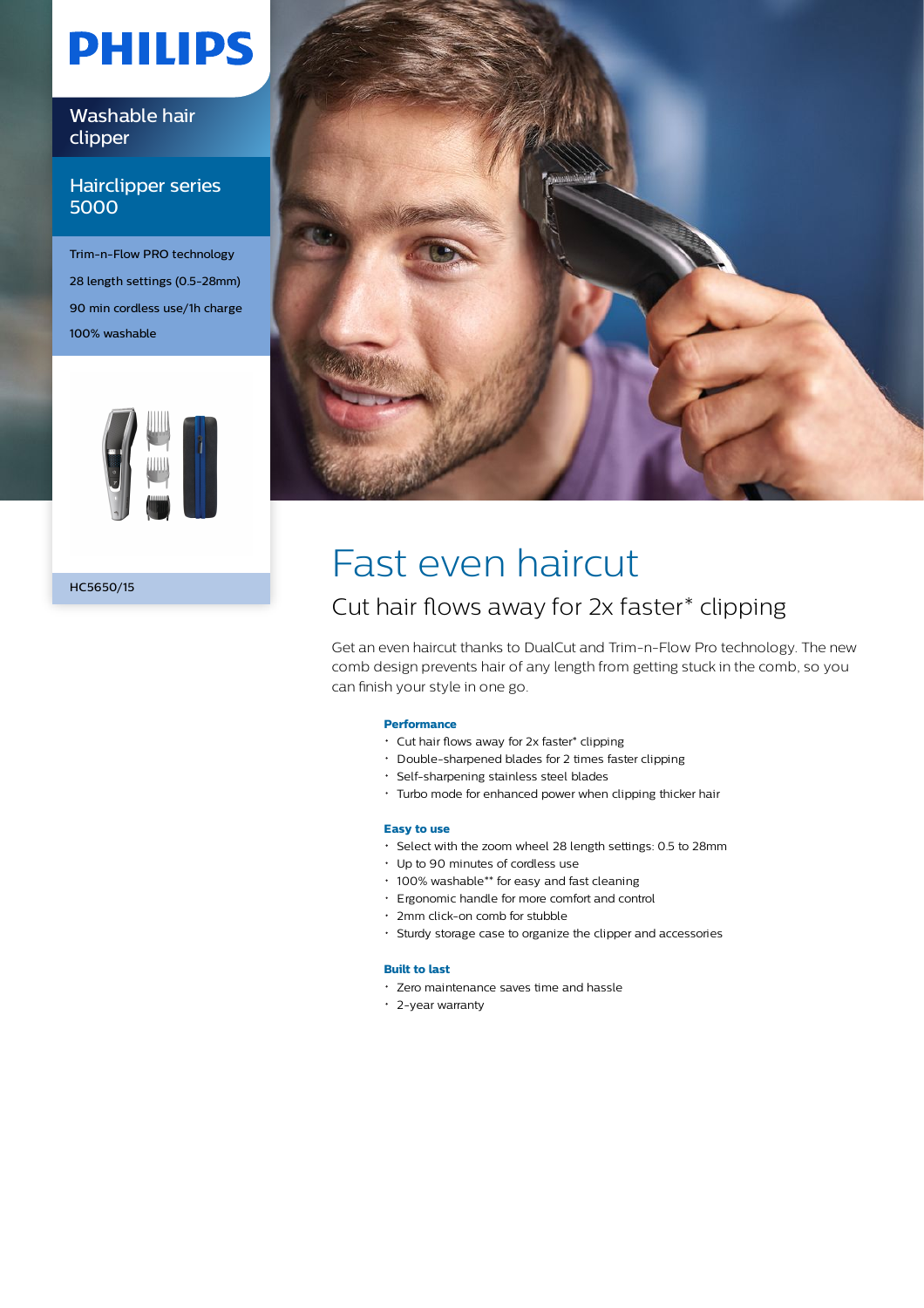PHILIPS

Washable hair clipper

Hairclipper series 5000

Trim-n-Flow PRO technology

28 length settings (0.5-28mm)

90 min cordless use/1h charge

100% washable

HC5650/15

# Fast even haircut

## Cut hair flows away for 2x faster* clipping

Get an even haircut thanks to DualCut and Trim-n-Flow Pro technology. The new comb design prevents hair of any length from getting stuck in the comb, so you can finish your style in one go.

**Performance**

- Cut hair flows away for 2x faster* clipping
- Double-sharpened blades for 2 times faster clipping
- Self-sharpening stainless steel blades
- Turbo mode for enhanced power when clipping thicker hair

**Easy to use**

- Select with the zoom wheel 28 length settings: 0.5 to 28mm
- Up to 90 minutes of cordless use
- 100% washable** for easy and fast cleaning
- Ergonomic handle for more comfort and control
- 2mm click-on comb for stubble
- Sturdy storage case to organize the clipper and accessories

**Built to last**

- Zero maintenance saves time and hassle
- 2-year warranty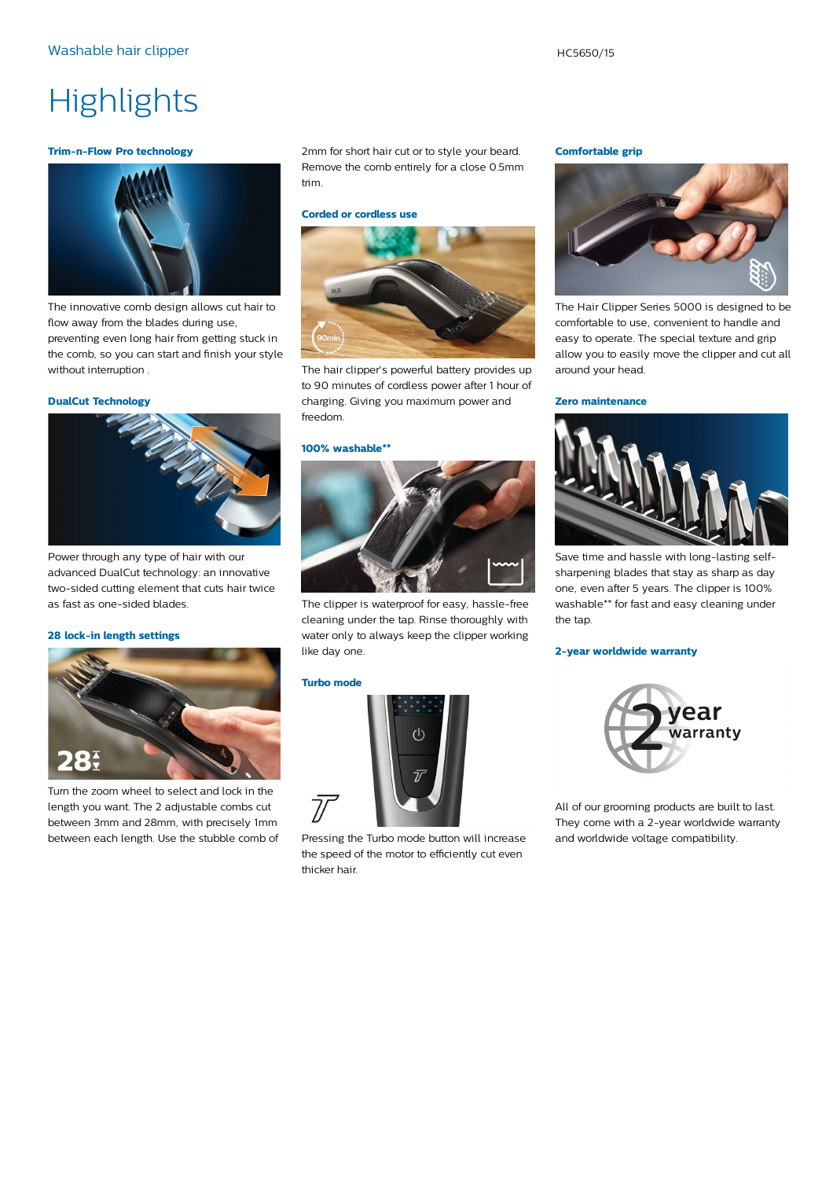# Highlights

### Trim-n-Flow Pro technology

The innovative comb design allows cut hair to flow away from the blades during use, preventing even long hair from getting stuck in the comb, so you can start and finish your style without interruption .

### DualCut Technology

Power through any type of hair with our advanced DualCut technology: an innovative two-sided cutting element that cuts hair twice as fast as one-sided blades.

### 28 lock-in length settings

Turn the zoom wheel to select and lock in the length you want. The 2 adjustable combs cut between 3mm and 28mm, with precisely 1mm between each length. Use the stubble comb of 2mm for short hair cut or to style your beard. Remove the comb entirely for a close 0.5mm trim.

### Corded or cordless use

The hair clipper's powerful battery provides up to 90 minutes of cordless power after 1 hour of charging. Giving you maximum power and freedom.

### 100% washable**

The clipper is waterproof for easy, hassle-free cleaning under the tap. Rinse thoroughly with water only to always keep the clipper working like day one.

### Turbo mode

Pressing the Turbo mode button will increase the speed of the motor to efficiently cut even thicker hair.

### Comfortable grip

The Hair Clipper Series 5000 is designed to be comfortable to use, convenient to handle and easy to operate. The special texture and grip allow you to easily move the clipper and cut all around your head.

### Zero maintenance

Save time and hassle with long-lasting self-sharpening blades that stay as sharp as day one, even after 5 years. The clipper is 100% washable** for fast and easy cleaning under the tap.

### 2-year worldwide warranty

All of our grooming products are built to last. They come with a 2-year worldwide warranty and worldwide voltage compatibility.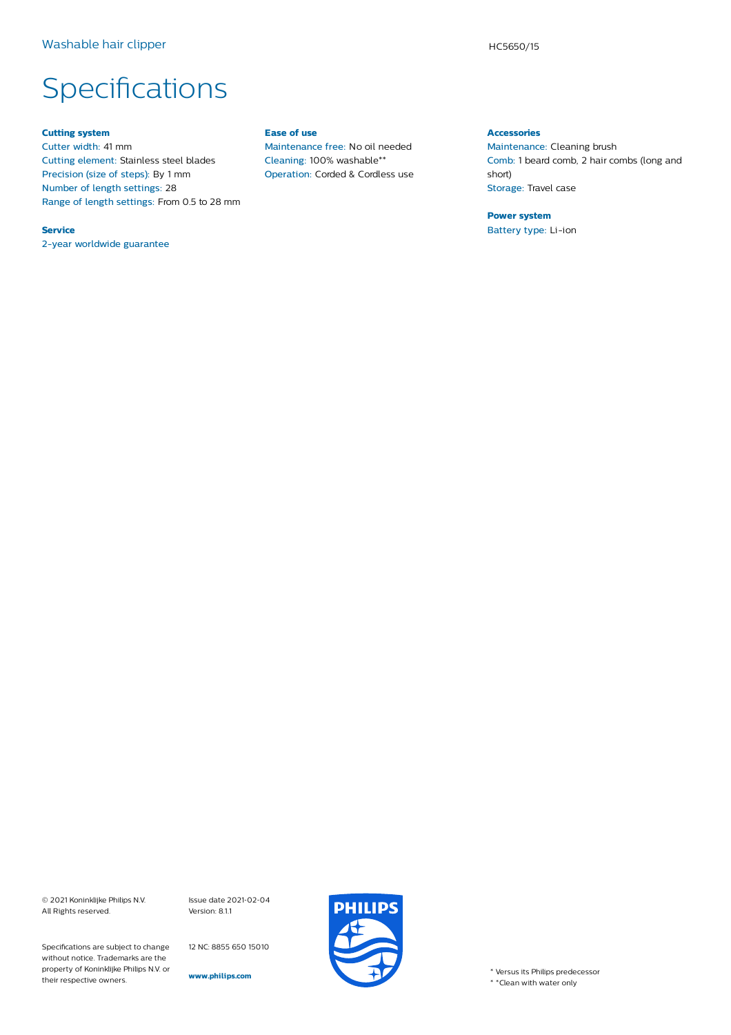Washable hair clipper

HC5650/15

# Specifications

### Cutting system

Cutter width: 41 mm
Cutting element: Stainless steel blades
Precision (size of steps): By 1 mm
Number of length settings: 28
Range of length settings: From 0.5 to 28 mm

### Service

2-year worldwide guarantee

### Ease of use

Maintenance free: No oil needed
Cleaning: 100% washable**
Operation: Corded & Cordless use

### Accessories

Maintenance: Cleaning brush
Comb: 1 beard comb, 2 hair combs (long and short)
Storage: Travel case

### Power system

Battery type: Li-ion

© 2021 Koninklijke Philips N.V.
All Rights reserved.

Specifications are subject to change without notice. Trademarks are the property of Koninklijke Philips N.V. or their respective owners.

Issue date 2021-02-04
Version: 8.1.1

12 NC: 8855 650 15010

**www.philips.com**

* Versus its Philips predecessor
* *Clean with water only